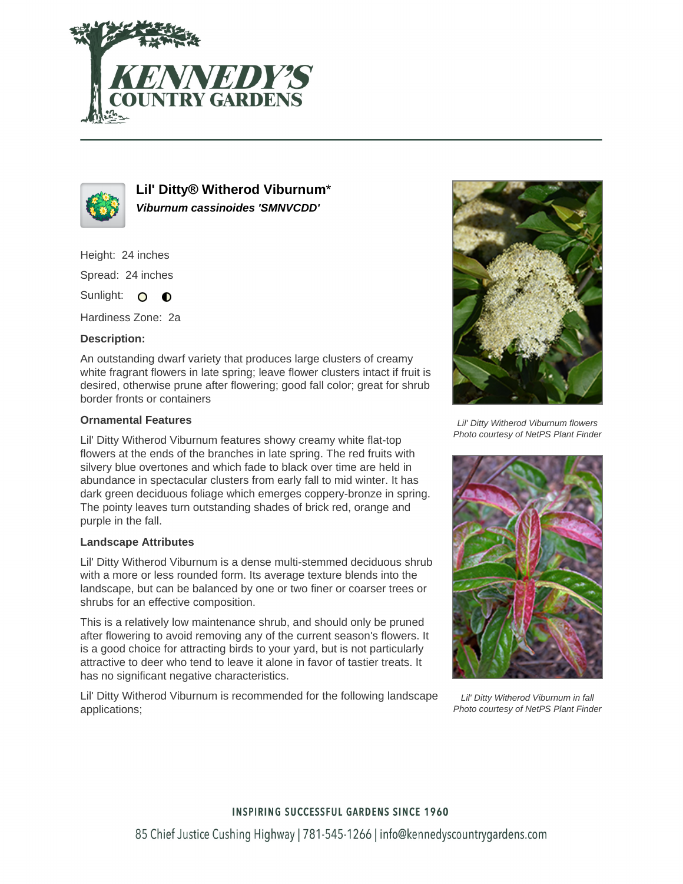# Lil' Ditty® Witherod Viburnum*

***Viburnum cassinoides 'SMNVCDD'***

Height: 24 inches

Spread: 24 inches

Sunlight: ○ ◐

Hardiness Zone: 2a

**Description:**

An outstanding dwarf variety that produces large clusters of creamy white fragrant flowers in late spring; leave flower clusters intact if fruit is desired, otherwise prune after flowering; good fall color; great for shrub border fronts or containers

**Ornamental Features**

Lil' Ditty Witherod Viburnum features showy creamy white flat-top flowers at the ends of the branches in late spring. The red fruits with silvery blue overtones and which fade to black over time are held in abundance in spectacular clusters from early fall to mid winter. It has dark green deciduous foliage which emerges coppery-bronze in spring. The pointy leaves turn outstanding shades of brick red, orange and purple in the fall.

**Landscape Attributes**

Lil' Ditty Witherod Viburnum is a dense multi-stemmed deciduous shrub with a more or less rounded form. Its average texture blends into the landscape, but can be balanced by one or two finer or coarser trees or shrubs for an effective composition.

This is a relatively low maintenance shrub, and should only be pruned after flowering to avoid removing any of the current season's flowers. It is a good choice for attracting birds to your yard, but is not particularly attractive to deer who tend to leave it alone in favor of tastier treats. It has no significant negative characteristics.

Lil' Ditty Witherod Viburnum is recommended for the following landscape applications;

*Lil' Ditty Witherod Viburnum flowers*
*Photo courtesy of NetPS Plant Finder*

*Lil' Ditty Witherod Viburnum in fall*
*Photo courtesy of NetPS Plant Finder*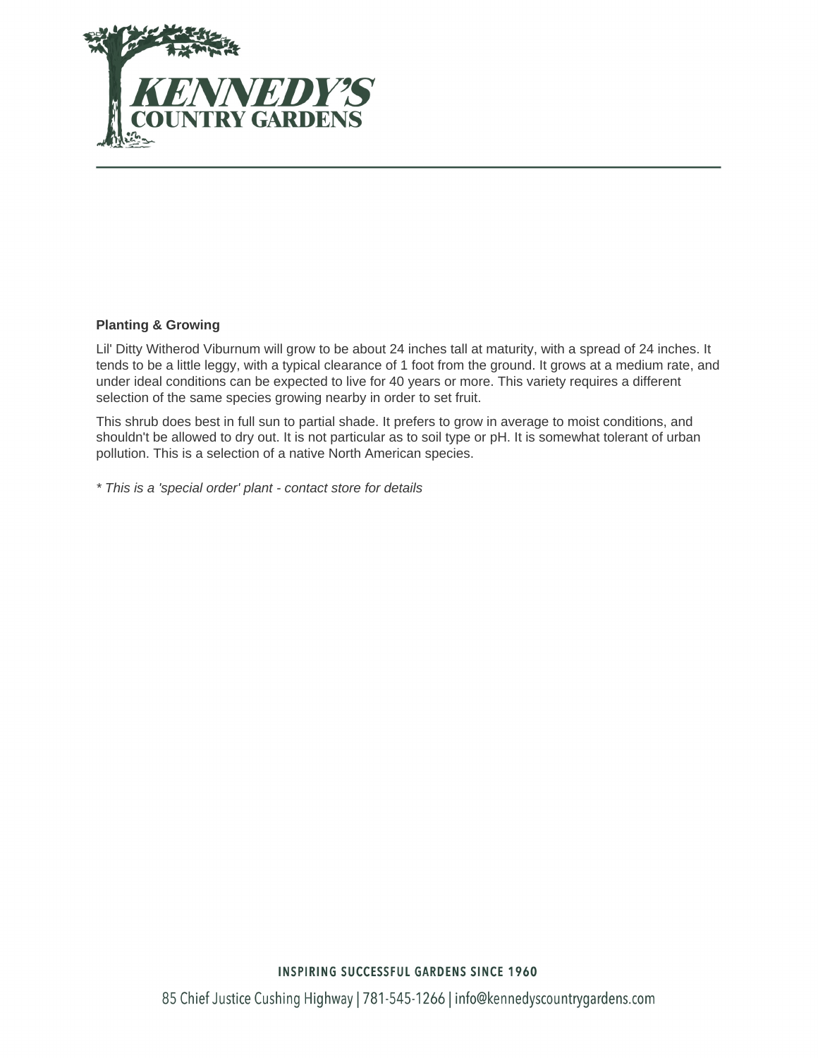**Planting & Growing**

Lil' Ditty Witherod Viburnum will grow to be about 24 inches tall at maturity, with a spread of 24 inches. It tends to be a little leggy, with a typical clearance of 1 foot from the ground. It grows at a medium rate, and under ideal conditions can be expected to live for 40 years or more. This variety requires a different selection of the same species growing nearby in order to set fruit.

This shrub does best in full sun to partial shade. It prefers to grow in average to moist conditions, and shouldn't be allowed to dry out. It is not particular as to soil type or pH. It is somewhat tolerant of urban pollution. This is a selection of a native North American species.

*\* This is a 'special order' plant - contact store for details*